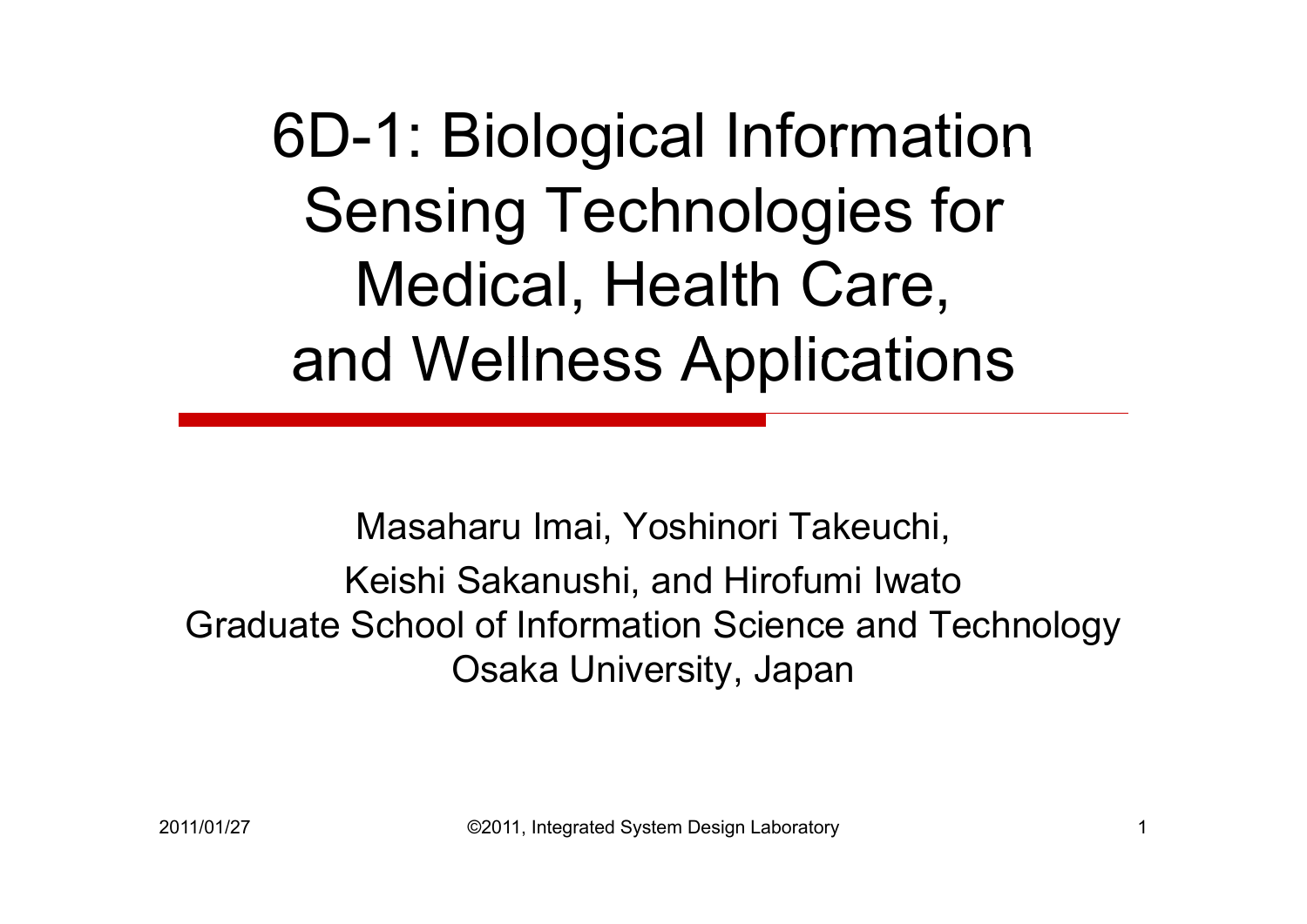# 6D-1: Biological Information Sensing Technologies for Medical, Health Care, and Wellness Applications

Masaharu Imai, Yoshinori Takeuchi,
Keishi Sakanushi, and Hirofumi Iwato
Graduate School of Information Science and Technology
Osaka University, Japan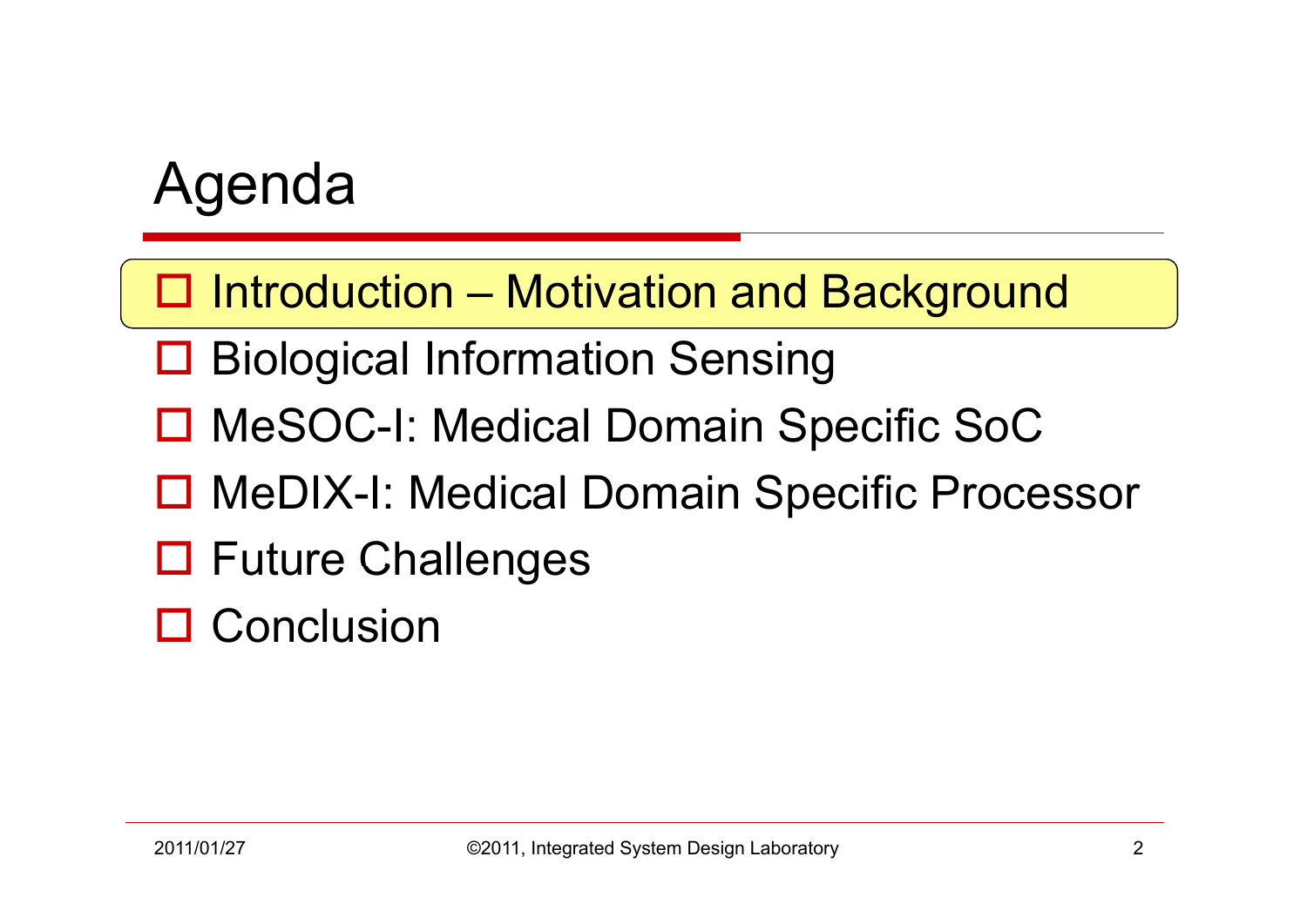# Agenda

- Introduction – Motivation and Background
- Biological Information Sensing
- MeSOC-I: Medical Domain Specific SoC
- MeDIX-I: Medical Domain Specific Processor
- Future Challenges
- Conclusion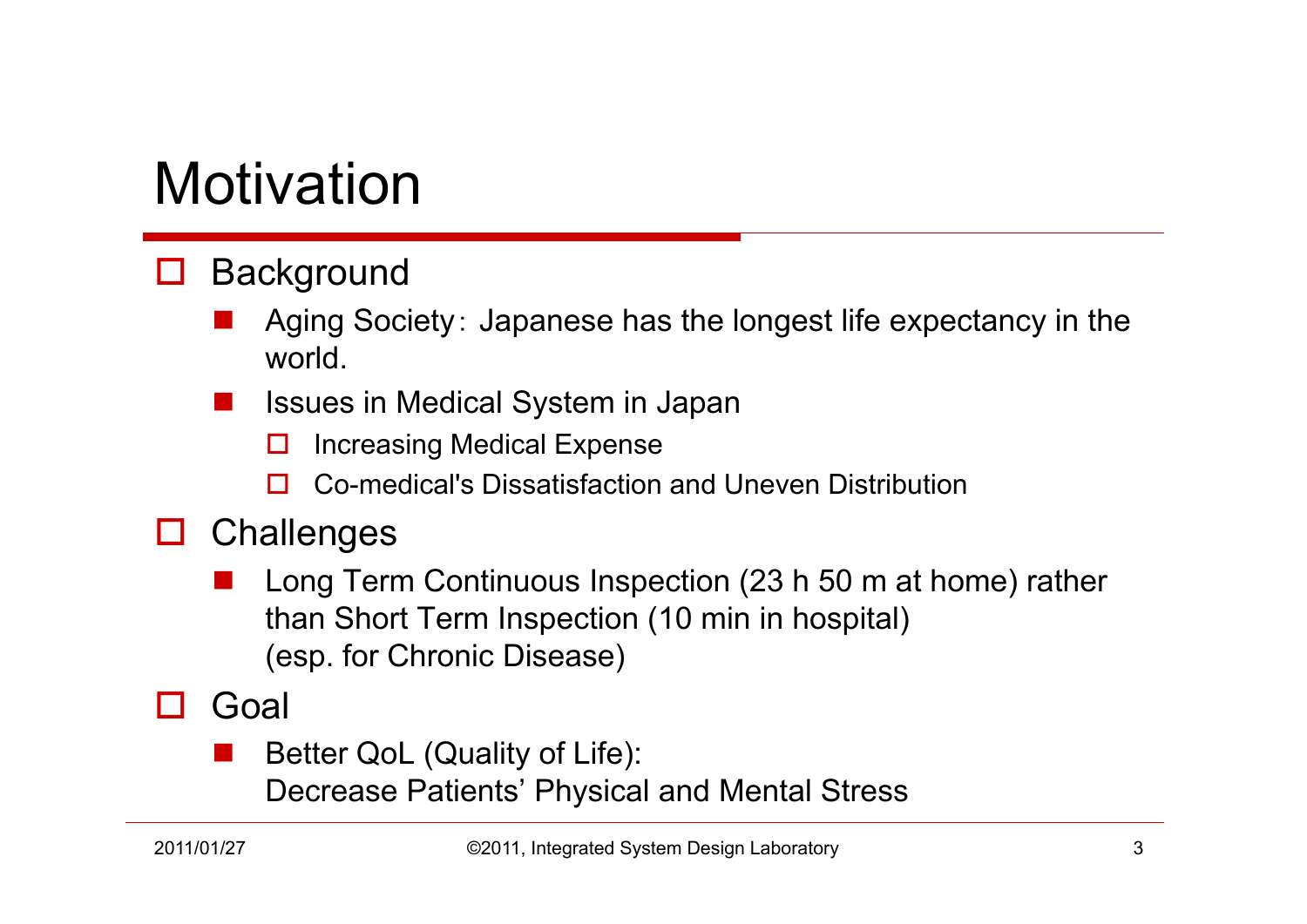# Motivation

- Background
  - Aging Society：Japanese has the longest life expectancy in the world.
  - Issues in Medical System in Japan
    - Increasing Medical Expense
    - Co-medical's Dissatisfaction and Uneven Distribution
- Challenges
  - Long Term Continuous Inspection (23 h 50 m at home) rather than Short Term Inspection (10 min in hospital)
    (esp. for Chronic Disease)
- Goal
  - Better QoL (Quality of Life):
    Decrease Patients' Physical and Mental Stress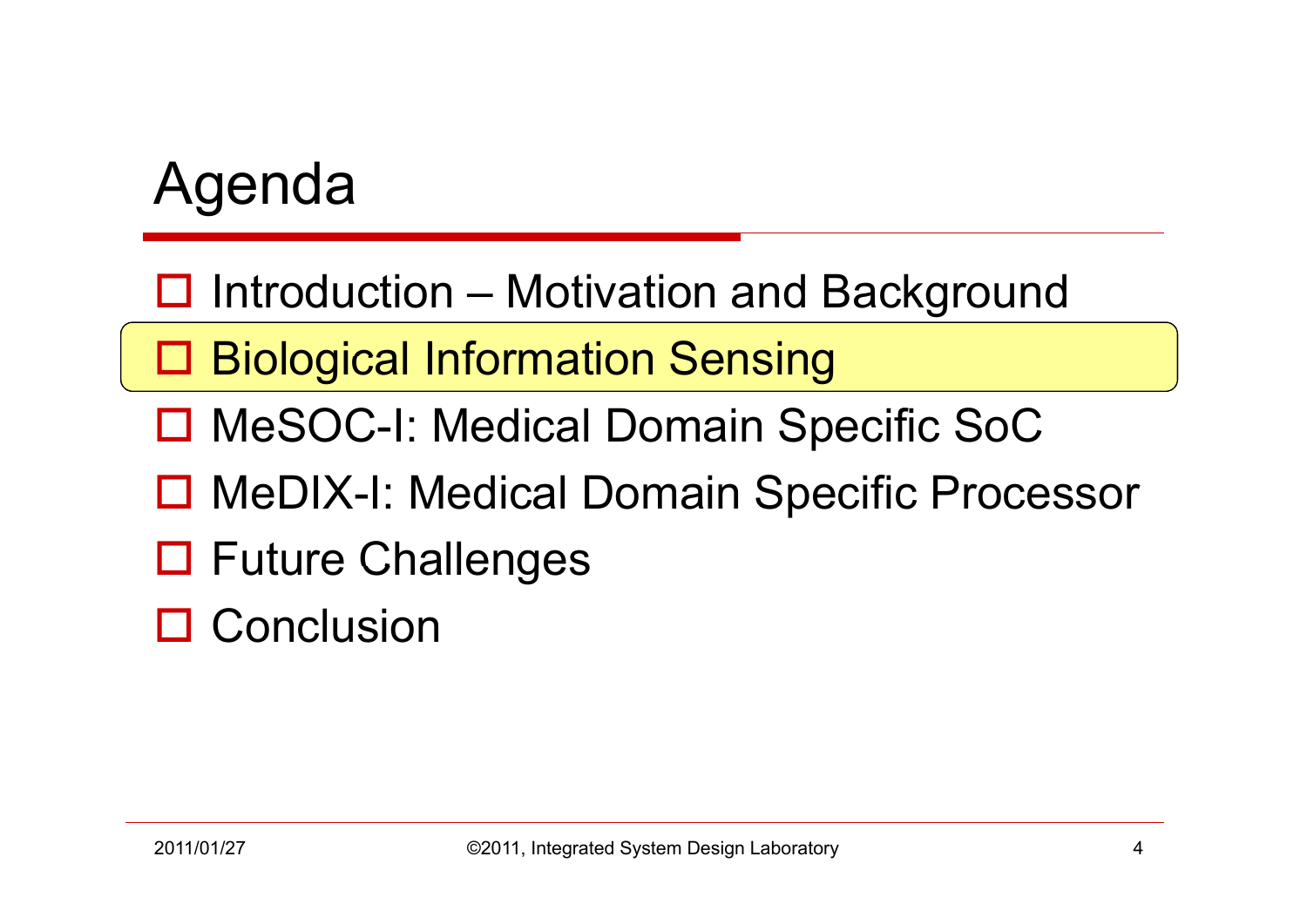# Agenda

- Introduction – Motivation and Background
- Biological Information Sensing
- MeSOC-I: Medical Domain Specific SoC
- MeDIX-I: Medical Domain Specific Processor
- Future Challenges
- Conclusion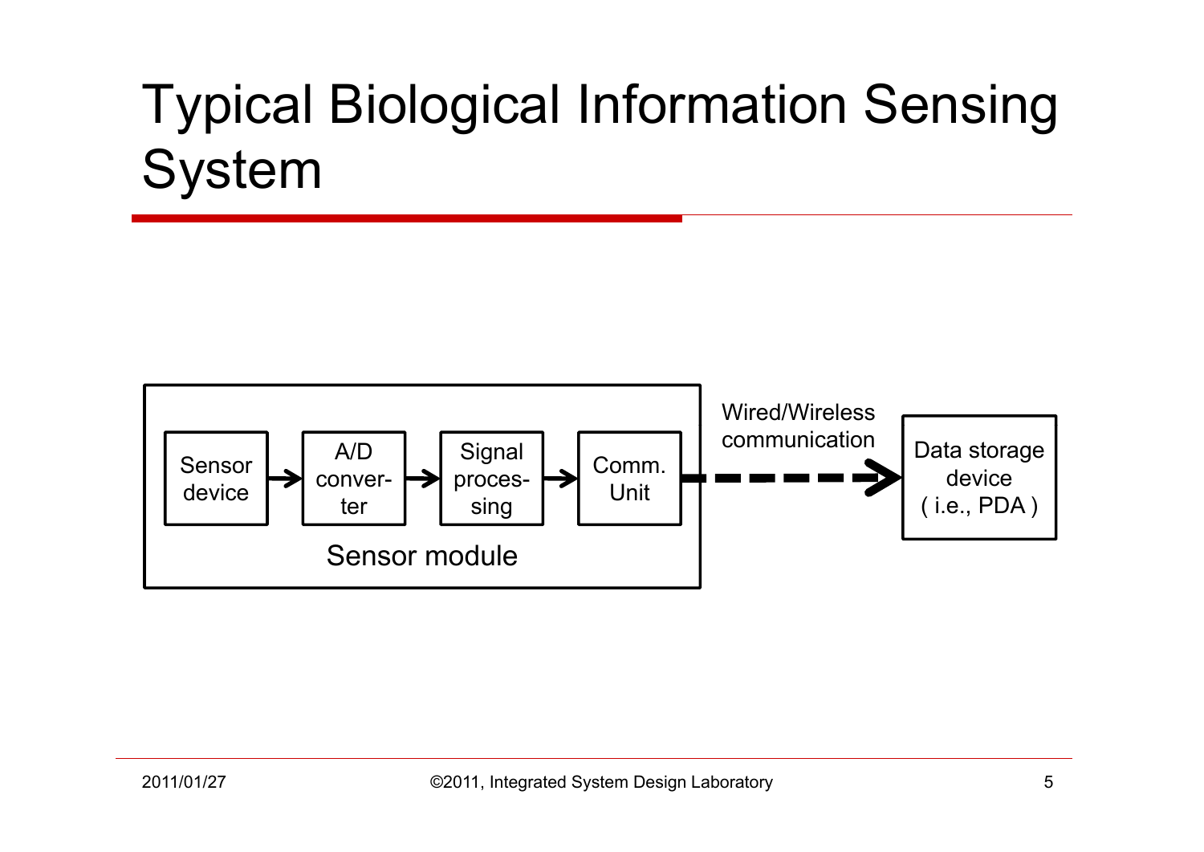# Typical Biological Information Sensing System

Sensor device → A/D converter → Signal processing → Comm. Unit

Sensor module

Wired/Wireless communication

Data storage device ( i.e., PDA )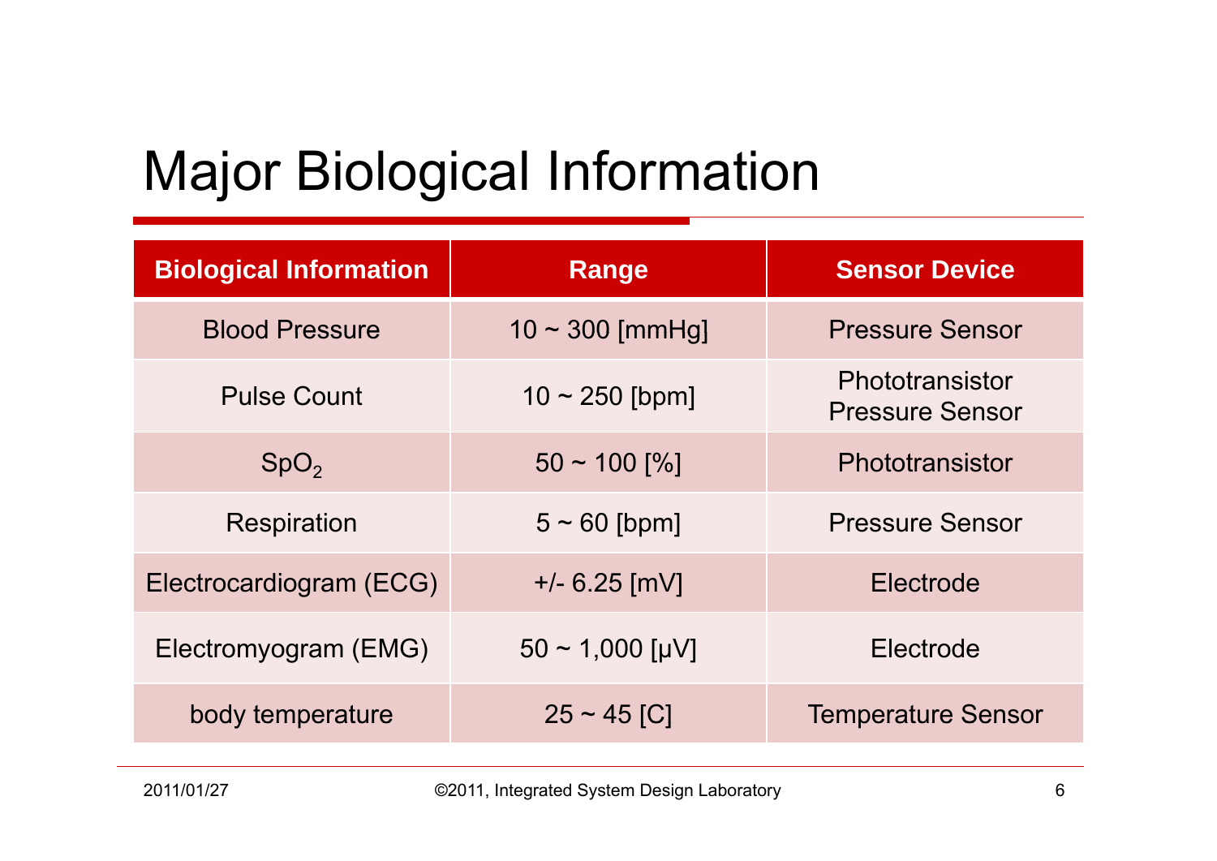# Major Biological Information

| Biological Information | Range | Sensor Device |
|---|---|---|
| Blood Pressure | 10 ~ 300 [mmHg] | Pressure Sensor |
| Pulse Count | 10 ~ 250 [bpm] | Phototransistor<br>Pressure Sensor |
| $SpO_2$ | 50 ~ 100 [%] | Phototransistor |
| Respiration | 5 ~ 60 [bpm] | Pressure Sensor |
| Electrocardiogram (ECG) | +/- 6.25 [mV] | Electrode |
| Electromyogram (EMG) | 50 ~ 1,000 [μV] | Electrode |
| body temperature | 25 ~ 45 [C] | Temperature Sensor |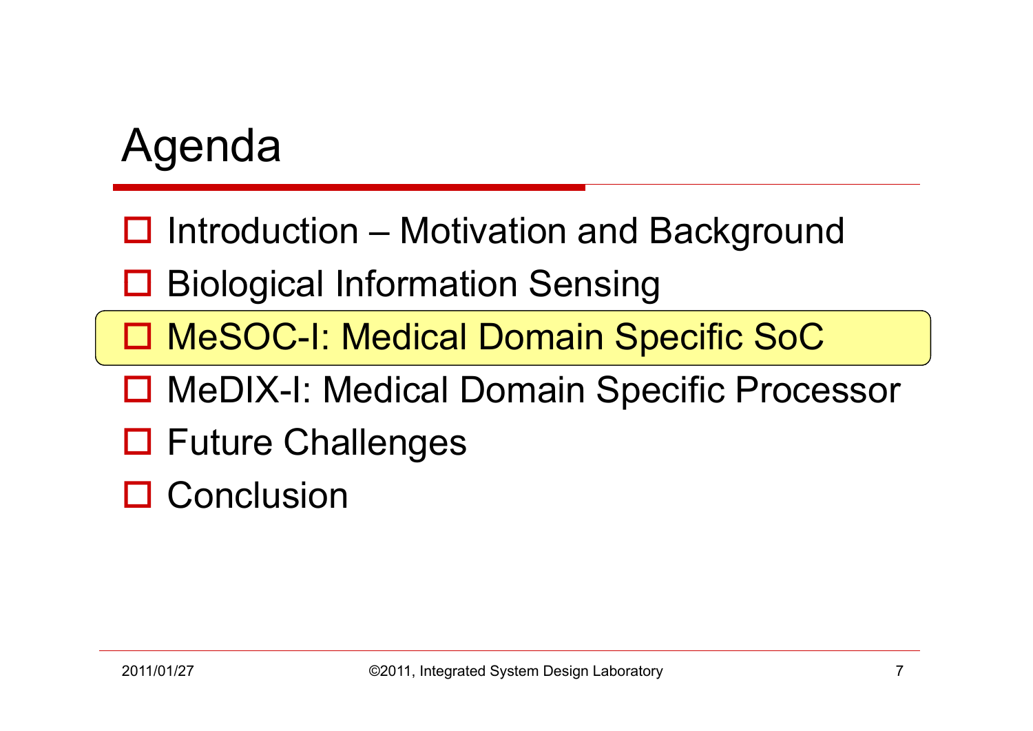# Agenda

- Introduction – Motivation and Background
- Biological Information Sensing
- MeSOC-I: Medical Domain Specific SoC
- MeDIX-I: Medical Domain Specific Processor
- Future Challenges
- Conclusion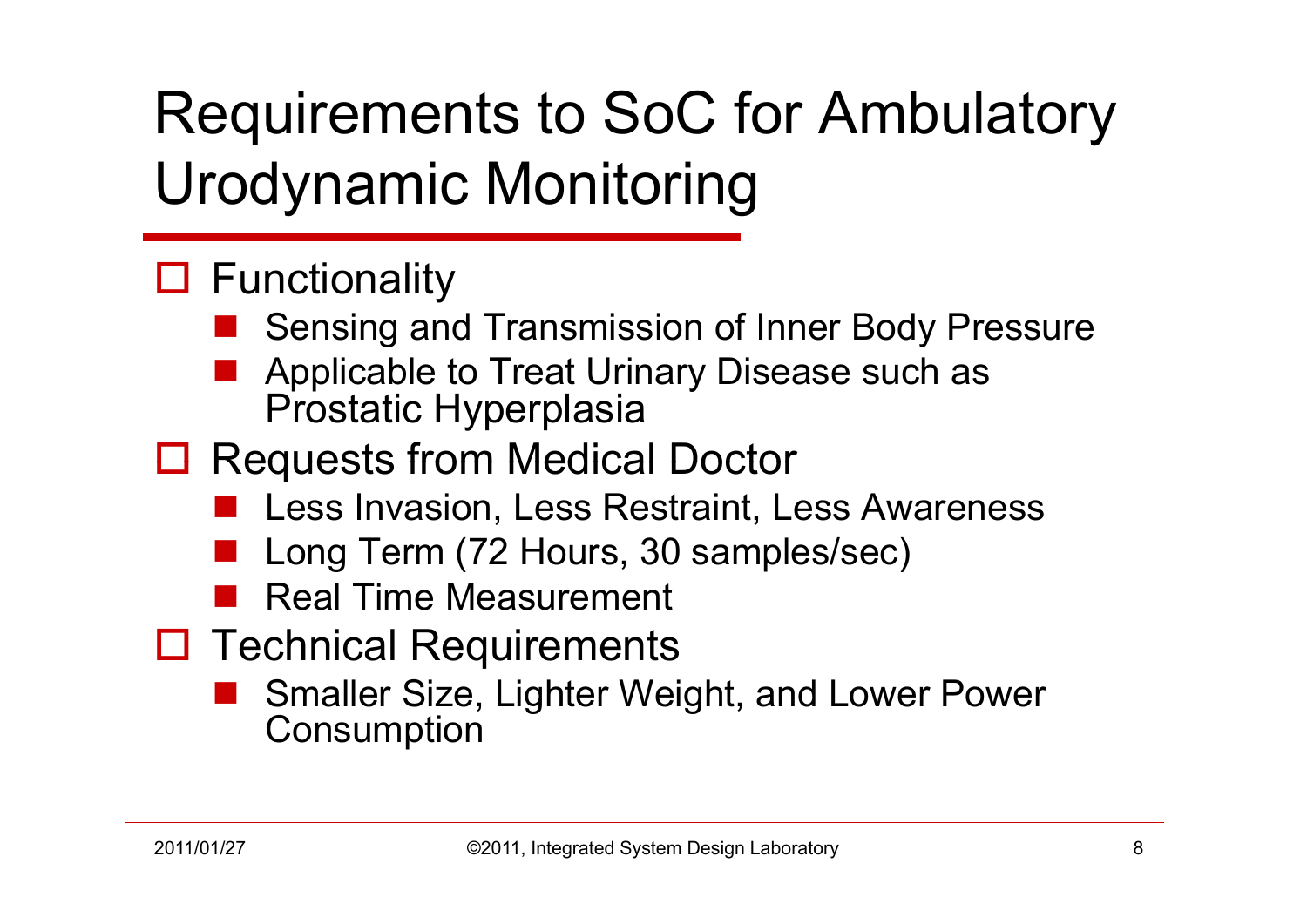# Requirements to SoC for Ambulatory Urodynamic Monitoring

- Functionality
  - Sensing and Transmission of Inner Body Pressure
  - Applicable to Treat Urinary Disease such as Prostatic Hyperplasia
- Requests from Medical Doctor
  - Less Invasion, Less Restraint, Less Awareness
  - Long Term (72 Hours, 30 samples/sec)
  - Real Time Measurement
- Technical Requirements
  - Smaller Size, Lighter Weight, and Lower Power Consumption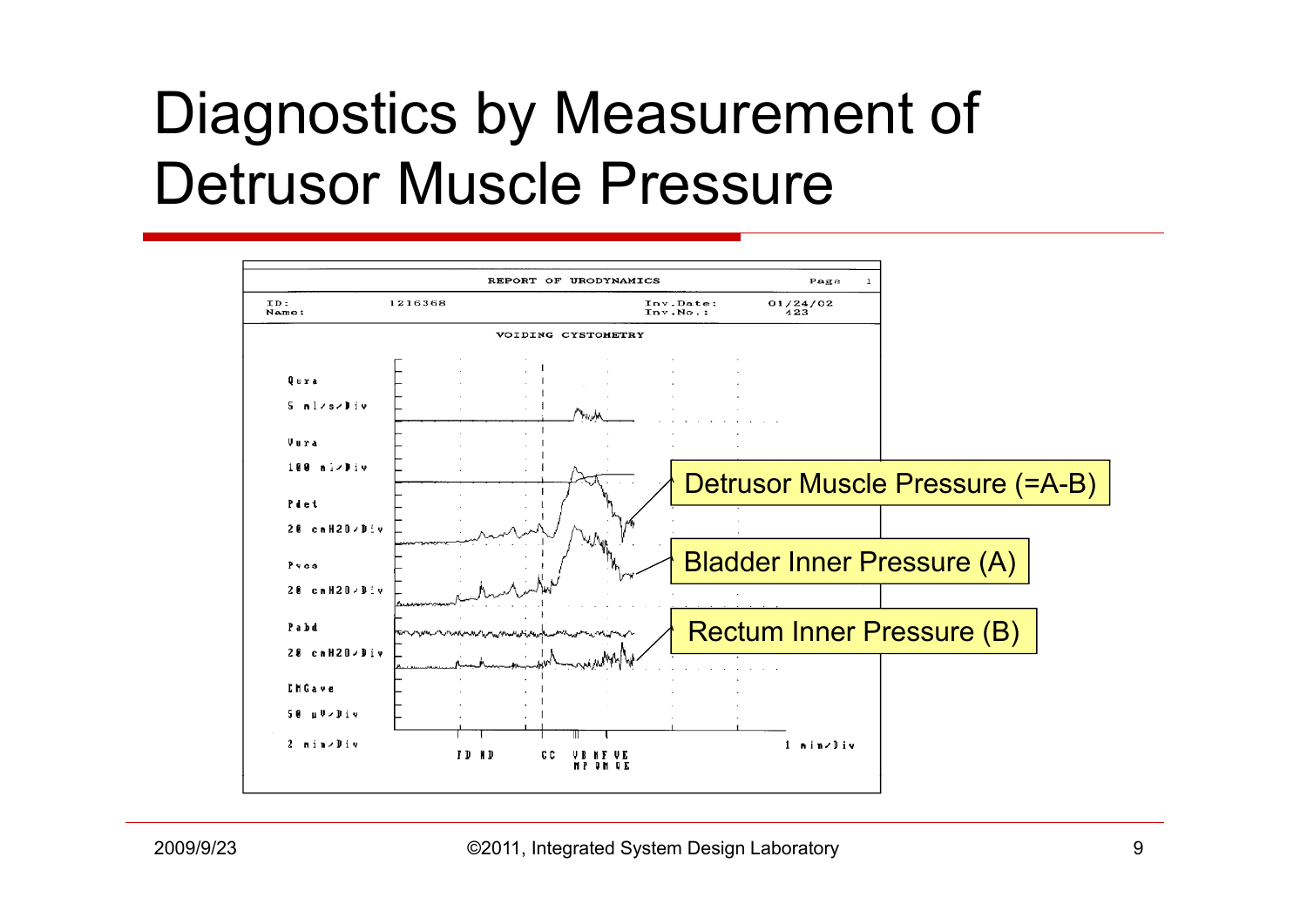# Diagnostics by Measurement of Detrusor Muscle Pressure

REPORT OF URODYNAMICS — Page 1

ID: 1216368 — Inv.Date: 01/24/02
Name: — Inv.No.: 423

VOIDING CYSTOMETRY

Qura 5 ml/s/Div

Vura 100 ml/Div

Pdet 20 cmH2O/Div

Pves 20 cmH2O/Div

Pabd 20 cmH2O/Div

EMGave 50 µV/Div

2 min/Div — 1 min/Div

FD ND CC VB MF VE MP OM UE

Detrusor Muscle Pressure (=A-B)

Bladder Inner Pressure (A)

Rectum Inner Pressure (B)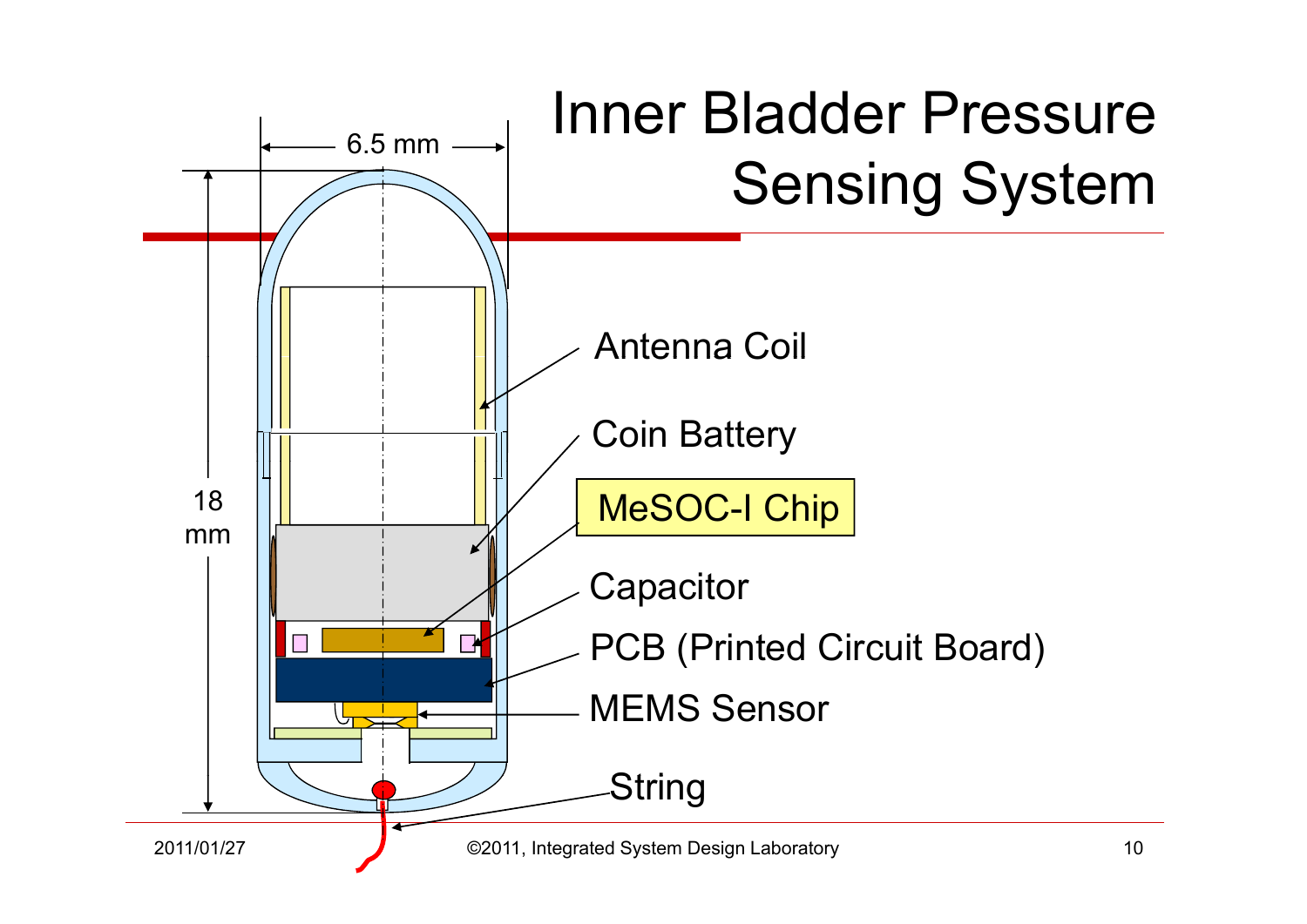# Inner Bladder Pressure Sensing System

6.5 mm

18 mm

Antenna Coil

Coin Battery

MeSOC-I Chip

Capacitor

PCB (Printed Circuit Board)

MEMS Sensor

String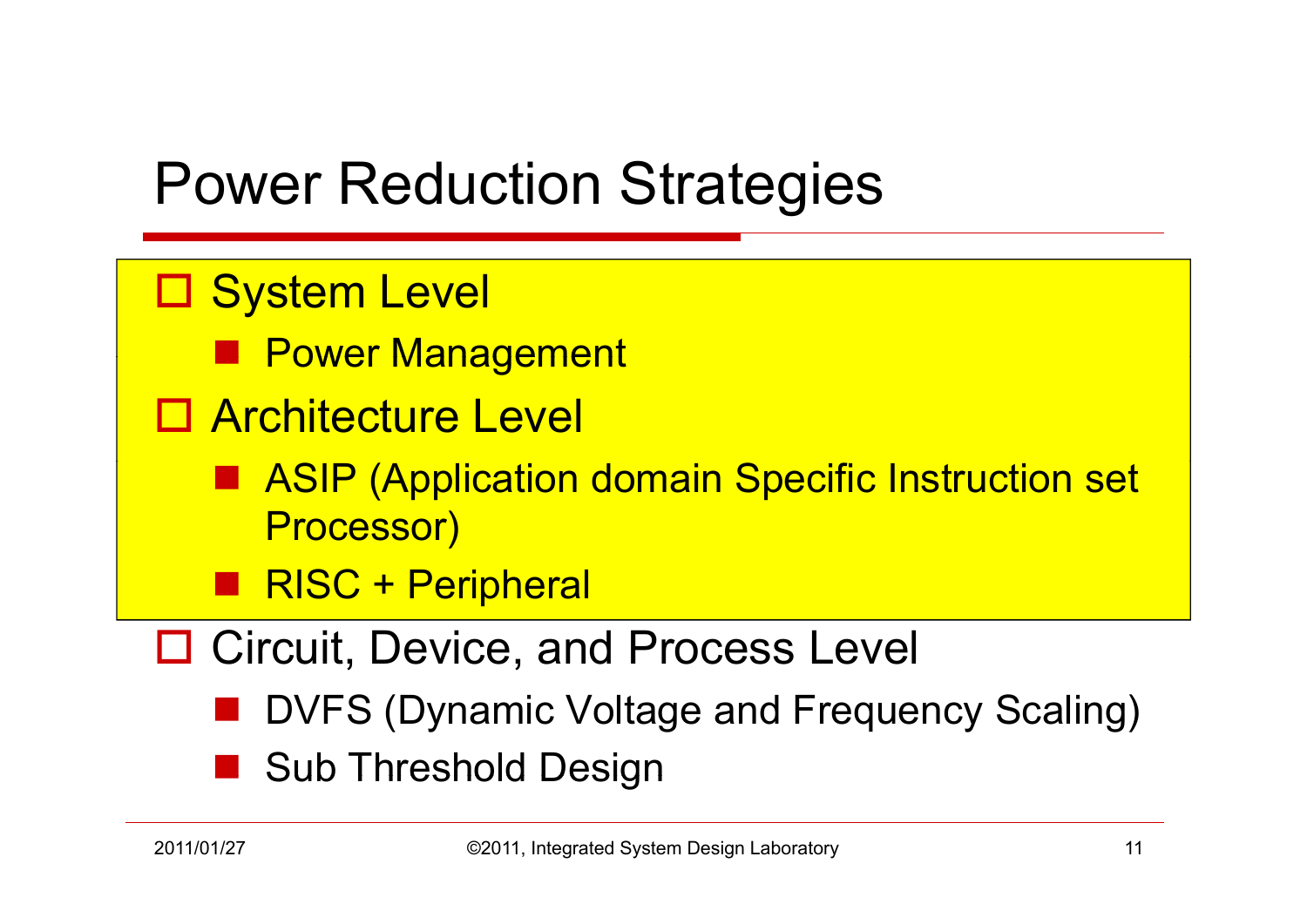# Power Reduction Strategies

- System Level
  - Power Management
- Architecture Level
  - ASIP (Application domain Specific Instruction set Processor)
  - RISC + Peripheral
- Circuit, Device, and Process Level
  - DVFS (Dynamic Voltage and Frequency Scaling)
  - Sub Threshold Design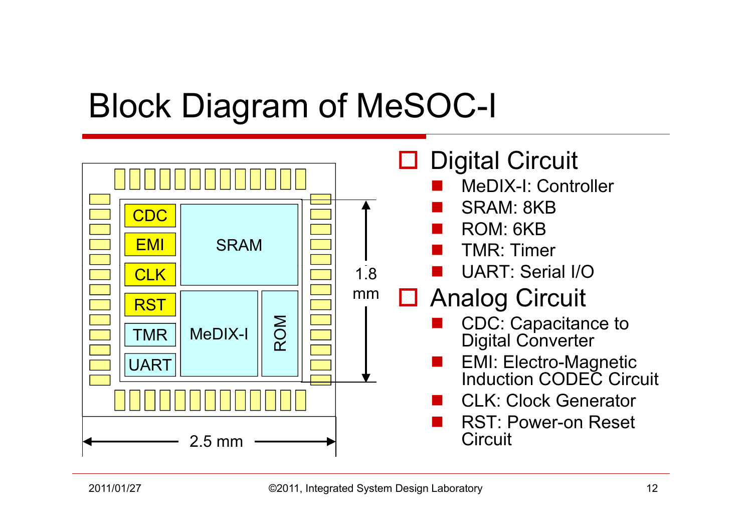# Block Diagram of MeSOC-I

CDC | EMI | CLK | RST | TMR | UART | SRAM | MeDIX-I | ROM

1.8 mm

2.5 mm

- Digital Circuit
  - MeDIX-I: Controller
  - SRAM: 8KB
  - ROM: 6KB
  - TMR: Timer
  - UART: Serial I/O
- Analog Circuit
  - CDC: Capacitance to Digital Converter
  - EMI: Electro-Magnetic Induction CODEC Circuit
  - CLK: Clock Generator
  - RST: Power-on Reset Circuit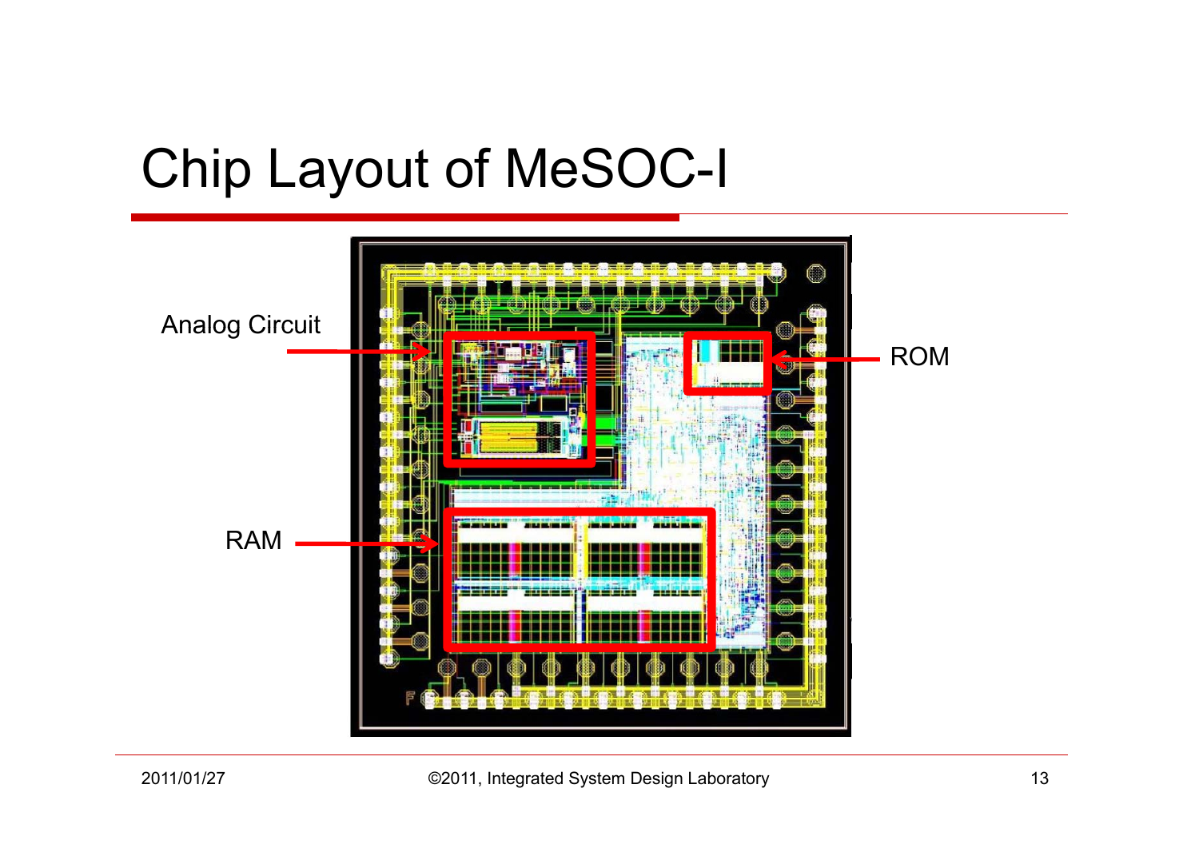# Chip Layout of MeSOC-I

Analog Circuit

ROM

RAM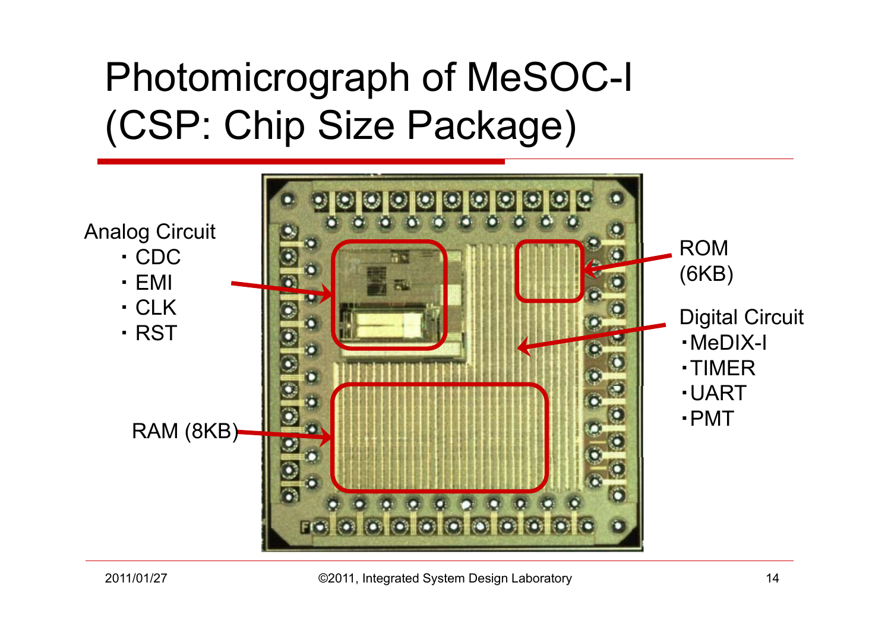# Photomicrograph of MeSOC-I (CSP: Chip Size Package)

Analog Circuit
- CDC
- EMI
- CLK
- RST

RAM (8KB)

ROM (6KB)

Digital Circuit
- MeDIX-I
- TIMER
- UART
- PMT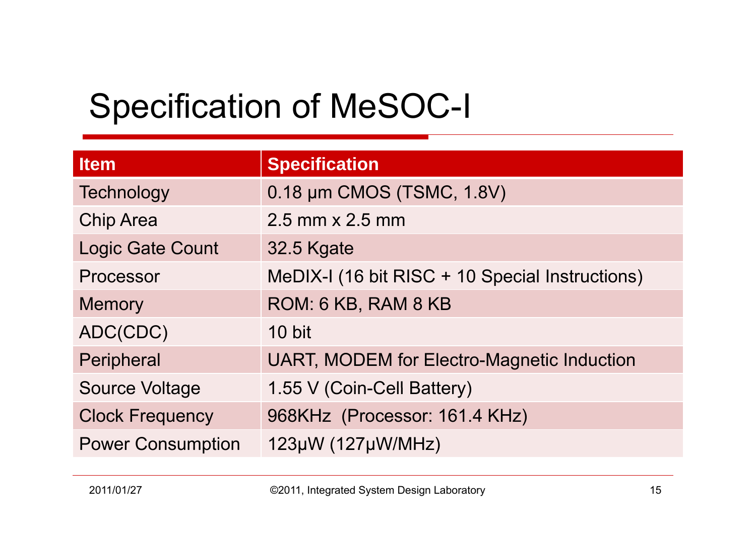# Specification of MeSOC-I

| Item | Specification |
|---|---|
| Technology | 0.18 µm CMOS (TSMC, 1.8V) |
| Chip Area | 2.5 mm x 2.5 mm |
| Logic Gate Count | 32.5 Kgate |
| Processor | MeDIX-I (16 bit RISC + 10 Special Instructions) |
| Memory | ROM: 6 KB, RAM 8 KB |
| ADC(CDC) | 10 bit |
| Peripheral | UART, MODEM for Electro-Magnetic Induction |
| Source Voltage | 1.55 V (Coin-Cell Battery) |
| Clock Frequency | 968KHz (Processor: 161.4 KHz) |
| Power Consumption | 123µW (127µW/MHz) |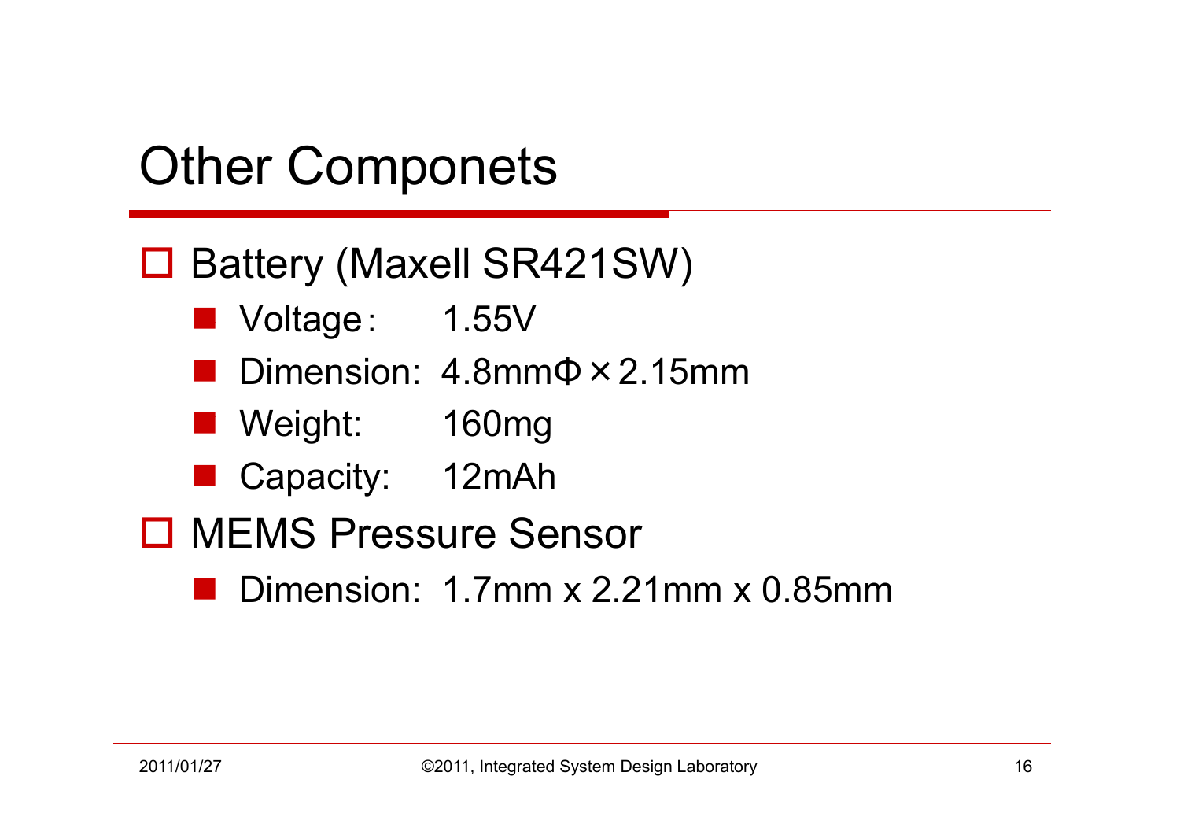# Other Componets

- Battery (Maxell SR421SW)
  - Voltage：　1.55V
  - Dimension:　4.8mmΦ×2.15mm
  - Weight:　160mg
  - Capacity:　12mAh
- MEMS Pressure Sensor
  - Dimension:　1.7mm x 2.21mm x 0.85mm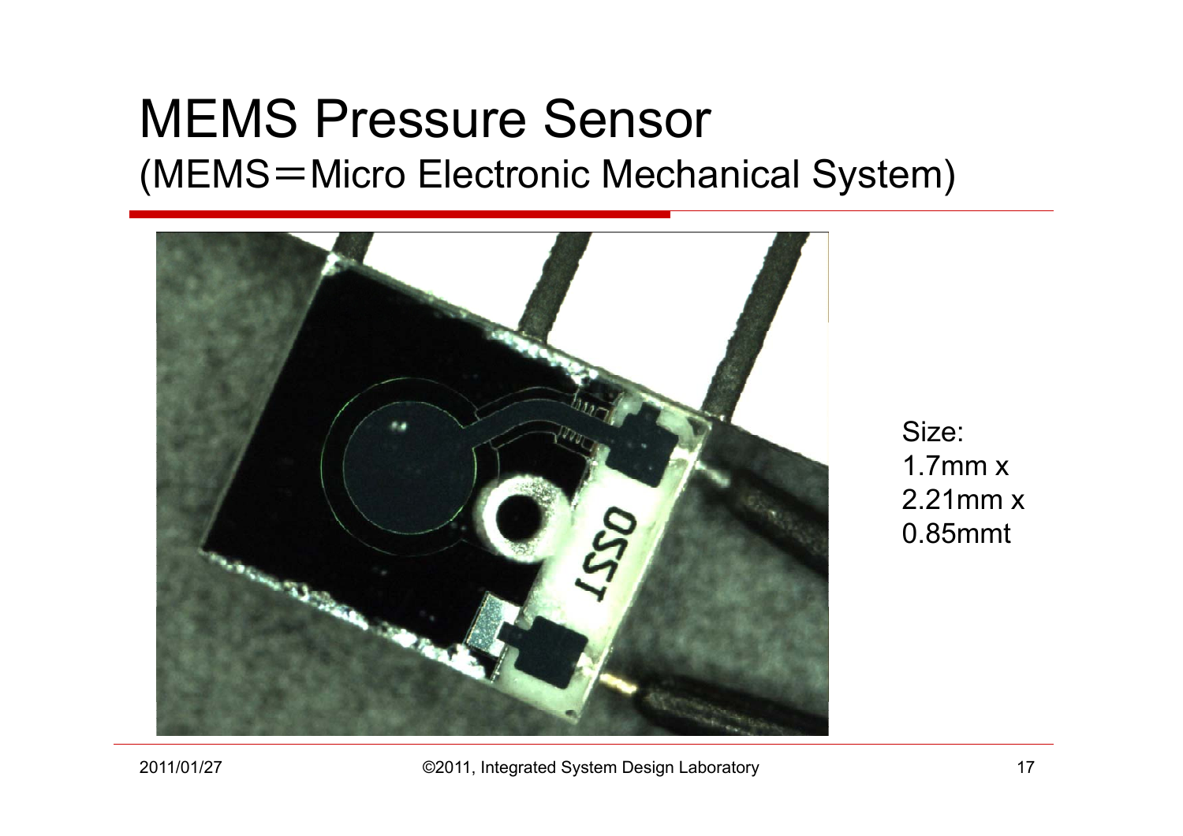# MEMS Pressure Sensor

## (MEMS＝Micro Electronic Mechanical System)

Size:
1.7mm x
2.21mm x
0.85mmt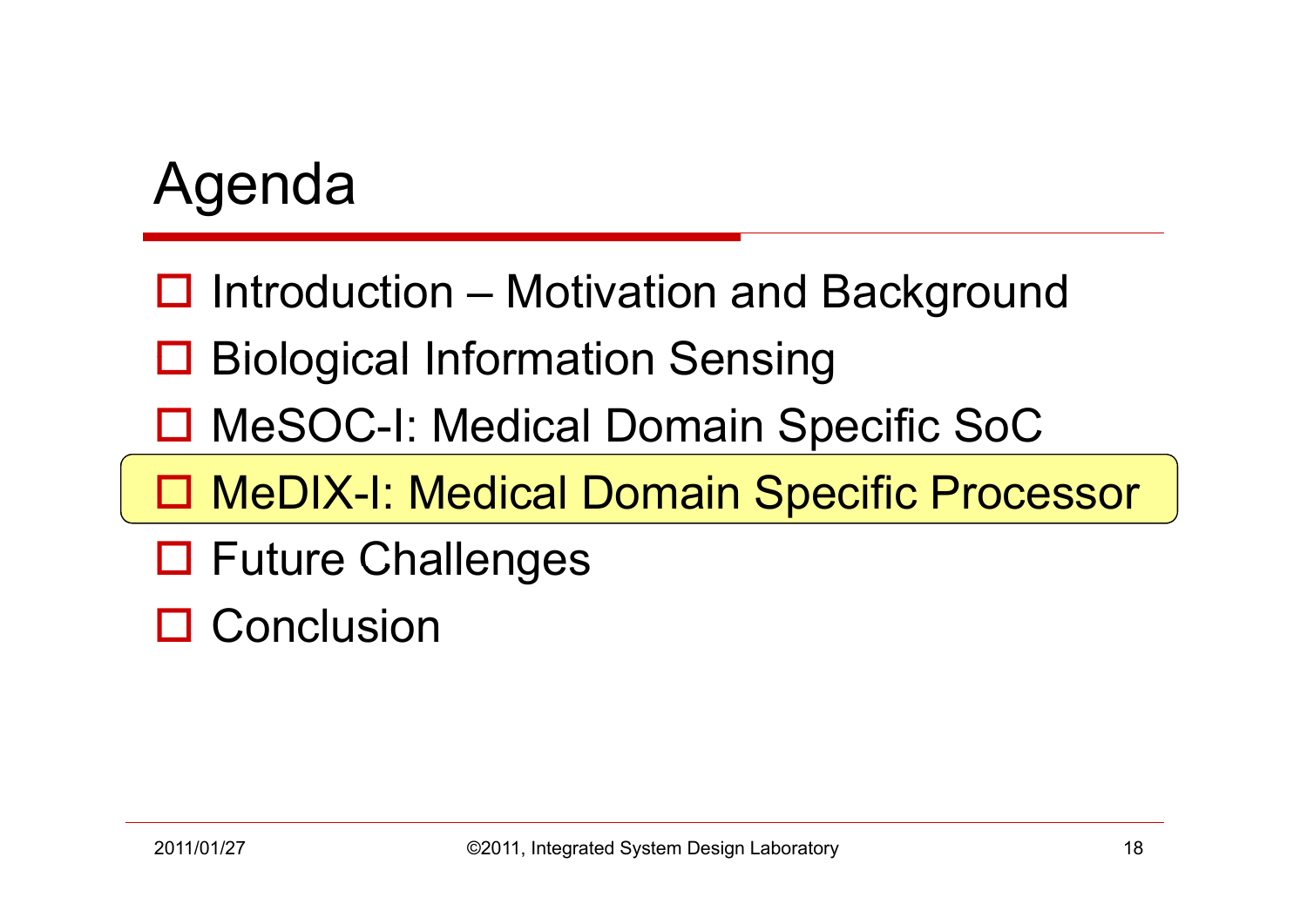# Agenda

- Introduction – Motivation and Background
- Biological Information Sensing
- MeSOC-I: Medical Domain Specific SoC
- **MeDIX-I: Medical Domain Specific Processor**
- Future Challenges
- Conclusion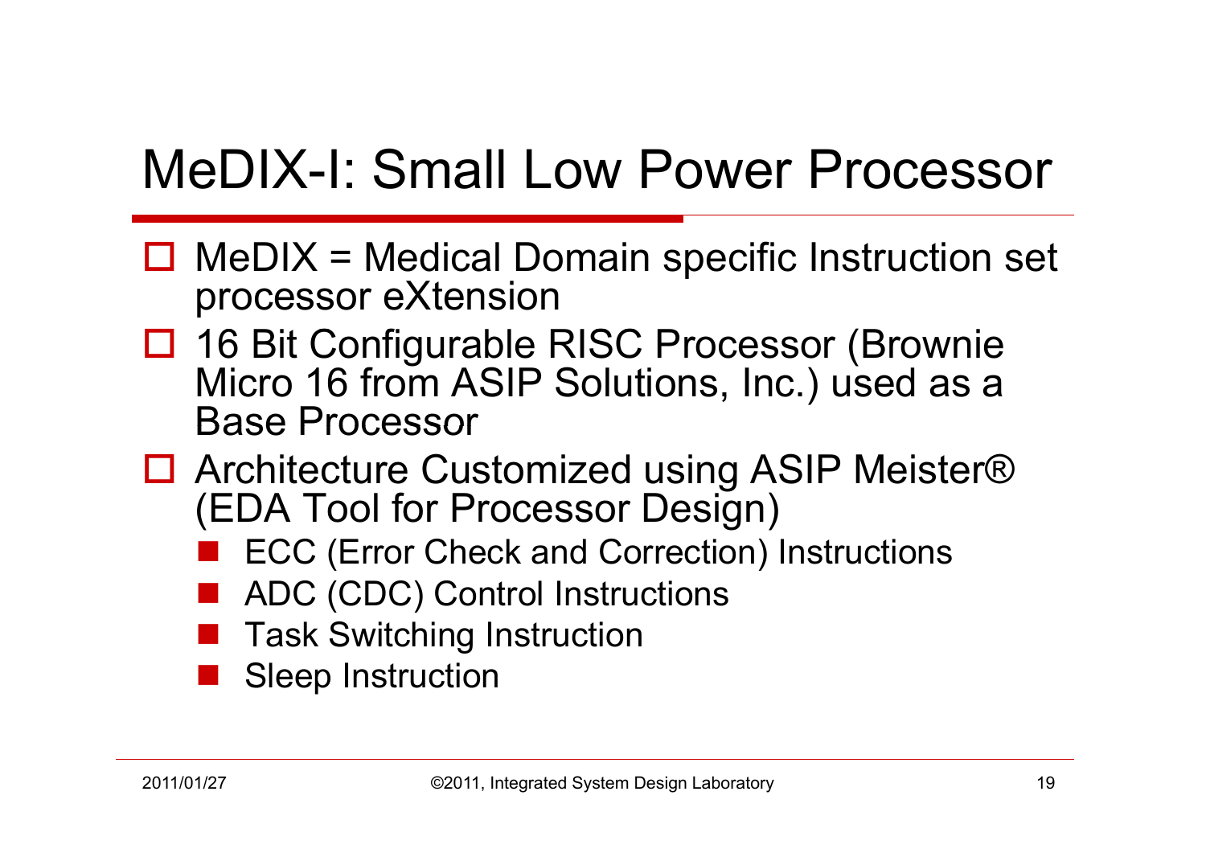# MeDIX-I: Small Low Power Processor

- MeDIX = Medical Domain specific Instruction set processor eXtension
- 16 Bit Configurable RISC Processor (Brownie Micro 16 from ASIP Solutions, Inc.) used as a Base Processor
- Architecture Customized using ASIP Meister® (EDA Tool for Processor Design)
  - ECC (Error Check and Correction) Instructions
  - ADC (CDC) Control Instructions
  - Task Switching Instruction
  - Sleep Instruction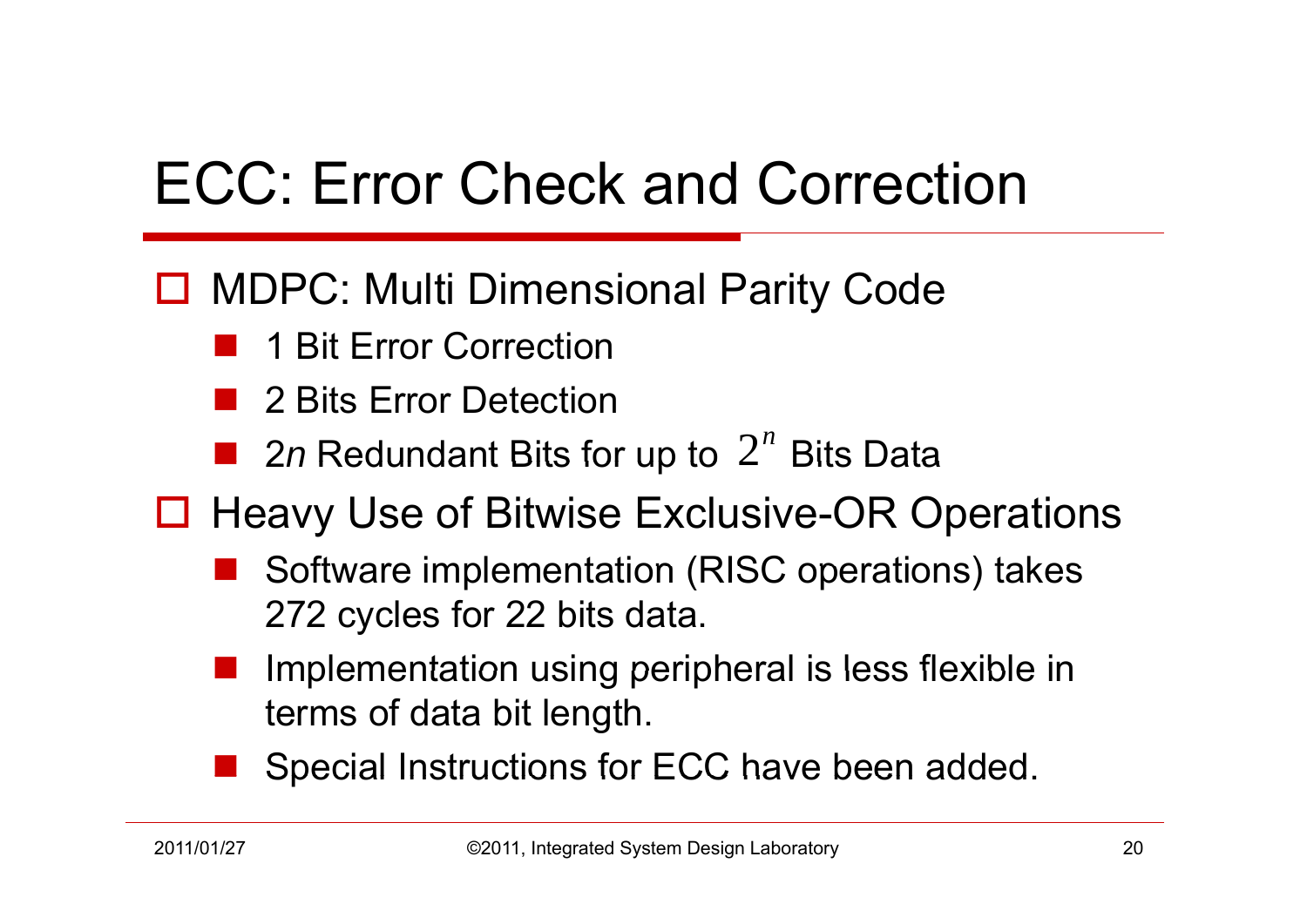# ECC: Error Check and Correction

- MDPC: Multi Dimensional Parity Code
  - 1 Bit Error Correction
  - 2 Bits Error Detection
  - 2*n* Redundant Bits for up to $2^n$ Bits Data
- Heavy Use of Bitwise Exclusive-OR Operations
  - Software implementation (RISC operations) takes 272 cycles for 22 bits data.
  - Implementation using peripheral is less flexible in terms of data bit length.
  - Special Instructions for ECC have been added.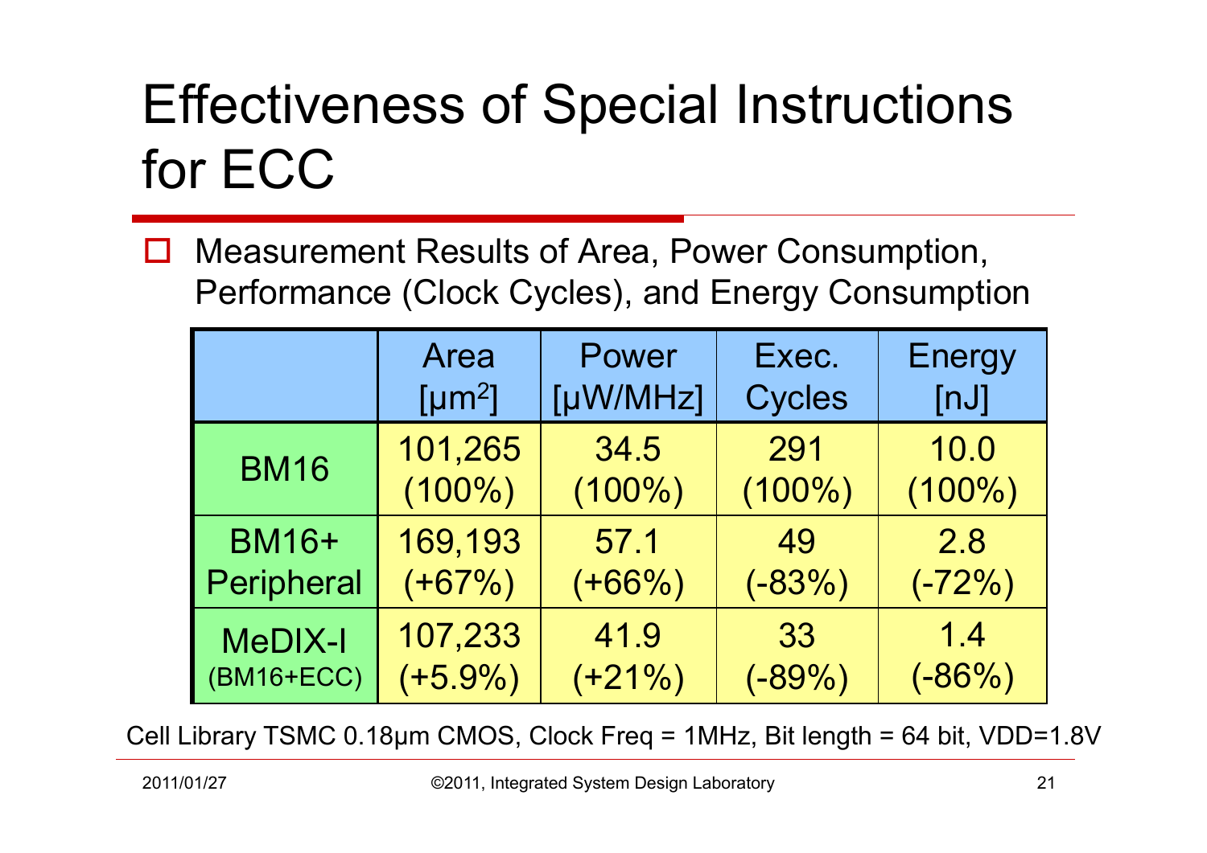# Effectiveness of Special Instructions for ECC

- Measurement Results of Area, Power Consumption, Performance (Clock Cycles), and Energy Consumption

| | Area [$\mu m^2$] | Power [μW/MHz] | Exec. Cycles | Energy [nJ] |
|---|---|---|---|---|
| BM16 | 101,265 (100%) | 34.5 (100%) | 291 (100%) | 10.0 (100%) |
| BM16+ Peripheral | 169,193 (+67%) | 57.1 (+66%) | 49 (-83%) | 2.8 (-72%) |
| MeDIX-I (BM16+ECC) | 107,233 (+5.9%) | 41.9 (+21%) | 33 (-89%) | 1.4 (-86%) |

Cell Library TSMC 0.18μm CMOS, Clock Freq = 1MHz, Bit length = 64 bit, VDD=1.8V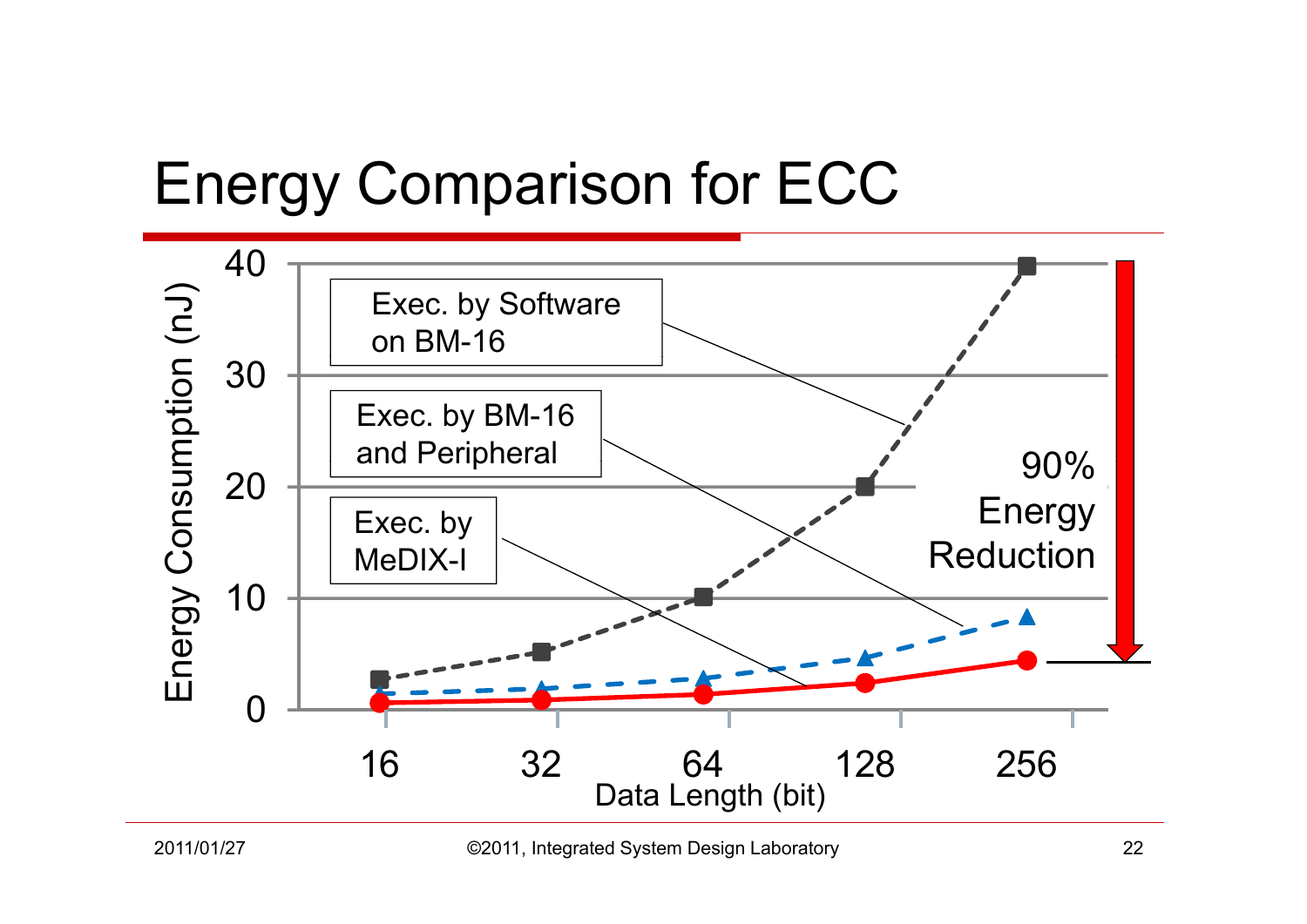# Energy Comparison for ECC

Energy Consumption (nJ)

40
30
20
10
0

Exec. by Software on BM-16

Exec. by BM-16 and Peripheral

Exec. by MeDIX-I

90% Energy Reduction

16 32 64 128 256

Data Length (bit)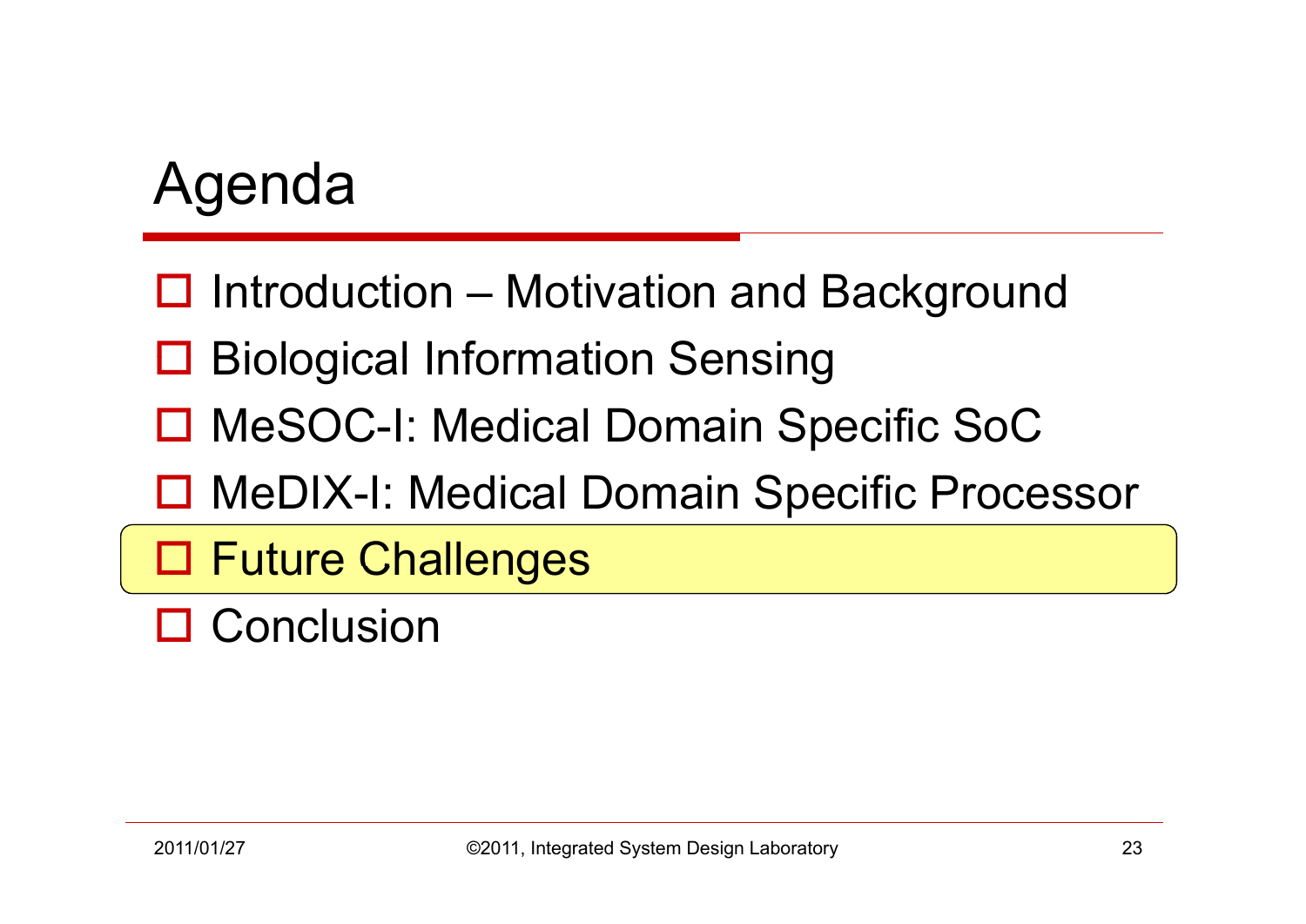# Agenda

- Introduction – Motivation and Background
- Biological Information Sensing
- MeSOC-I: Medical Domain Specific SoC
- MeDIX-I: Medical Domain Specific Processor
- Future Challenges
- Conclusion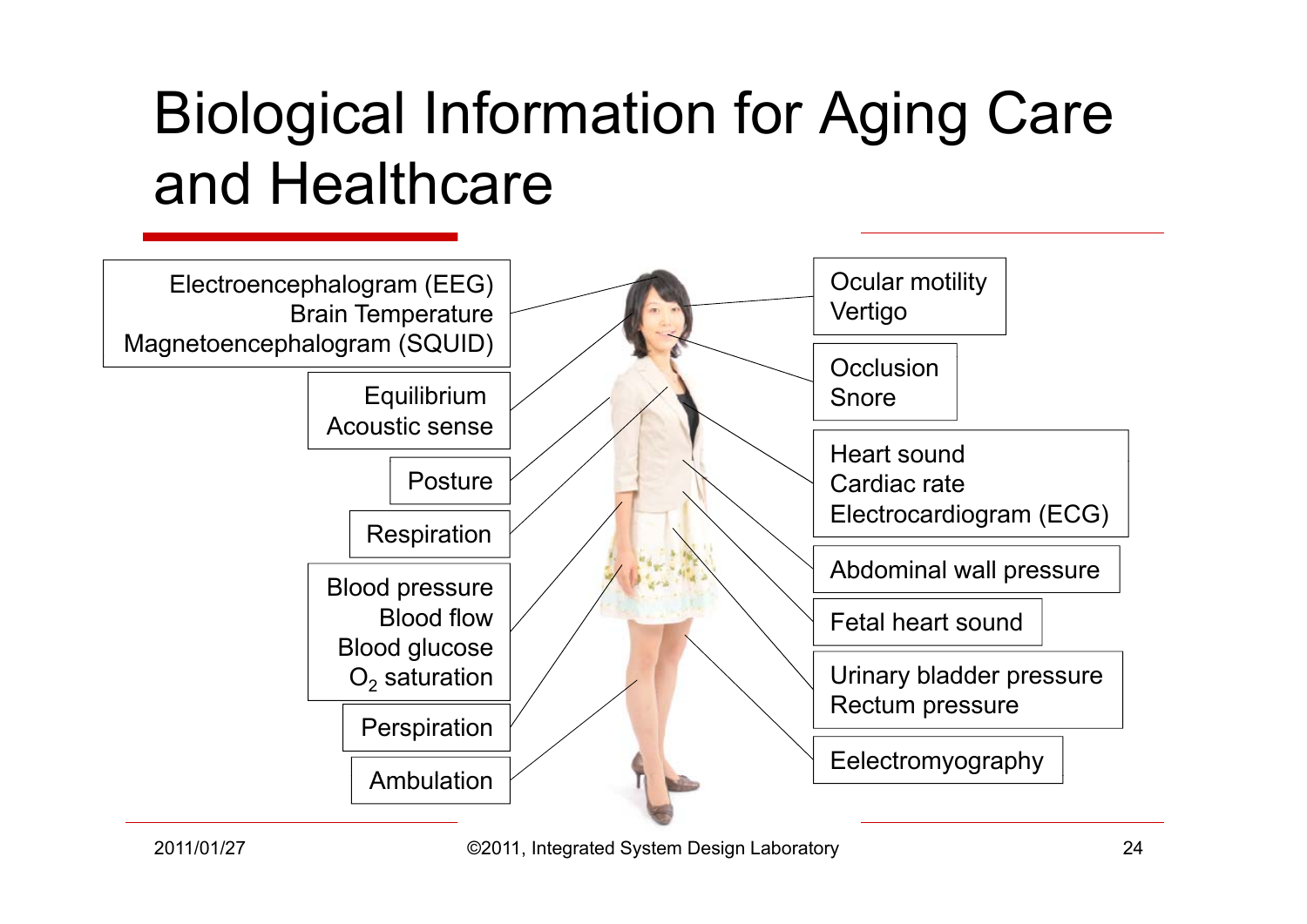# Biological Information for Aging Care and Healthcare

- Electroencephalogram (EEG)
  Brain Temperature
  Magnetoencephalogram (SQUID)
- Equilibrium
  Acoustic sense
- Posture
- Respiration
- Blood pressure
  Blood flow
  Blood glucose
  $O_2$ saturation
- Perspiration
- Ambulation
- Ocular motility
  Vertigo
- Occlusion
  Snore
- Heart sound
  Cardiac rate
  Electrocardiogram (ECG)
- Abdominal wall pressure
- Fetal heart sound
- Urinary bladder pressure
  Rectum pressure
- Eelectromyography

2011/01/27

©2011, Integrated System Design Laboratory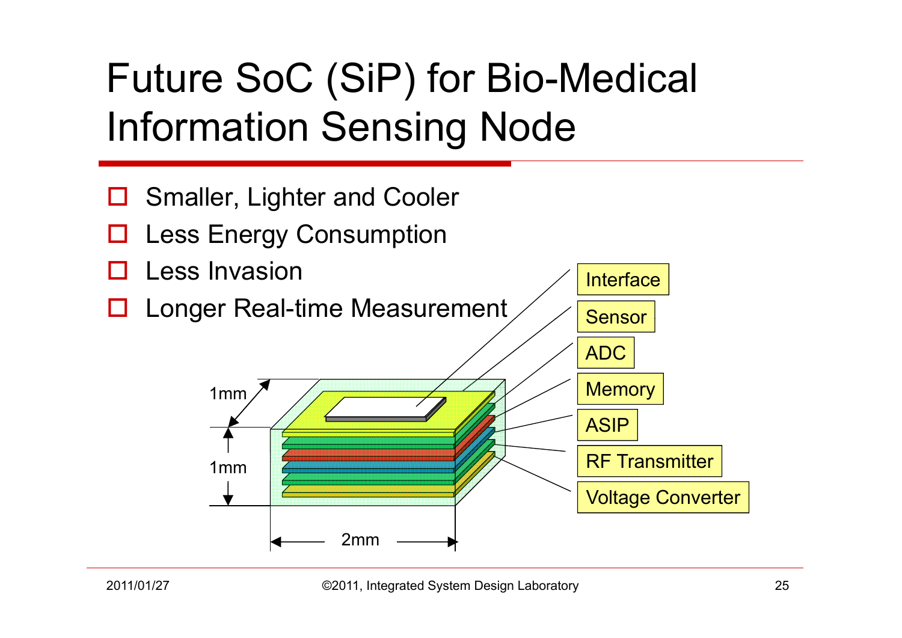# Future SoC (SiP) for Bio-Medical Information Sensing Node

- Smaller, Lighter and Cooler
- Less Energy Consumption
- Less Invasion
- Longer Real-time Measurement

1mm

1mm

2mm

Interface

Sensor

ADC

Memory

ASIP

RF Transmitter

Voltage Converter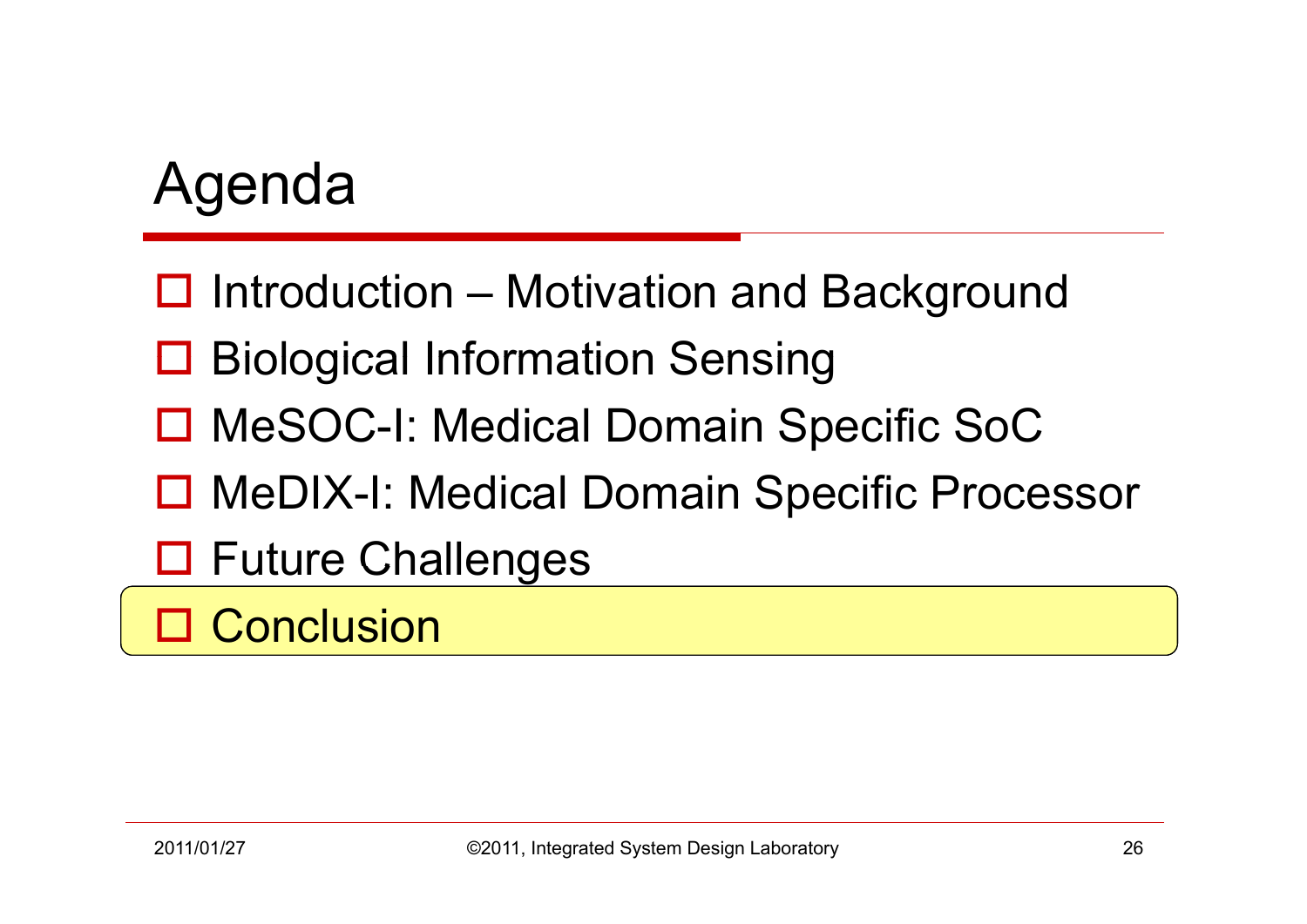# Agenda

- Introduction – Motivation and Background
- Biological Information Sensing
- MeSOC-I: Medical Domain Specific SoC
- MeDIX-I: Medical Domain Specific Processor
- Future Challenges
- Conclusion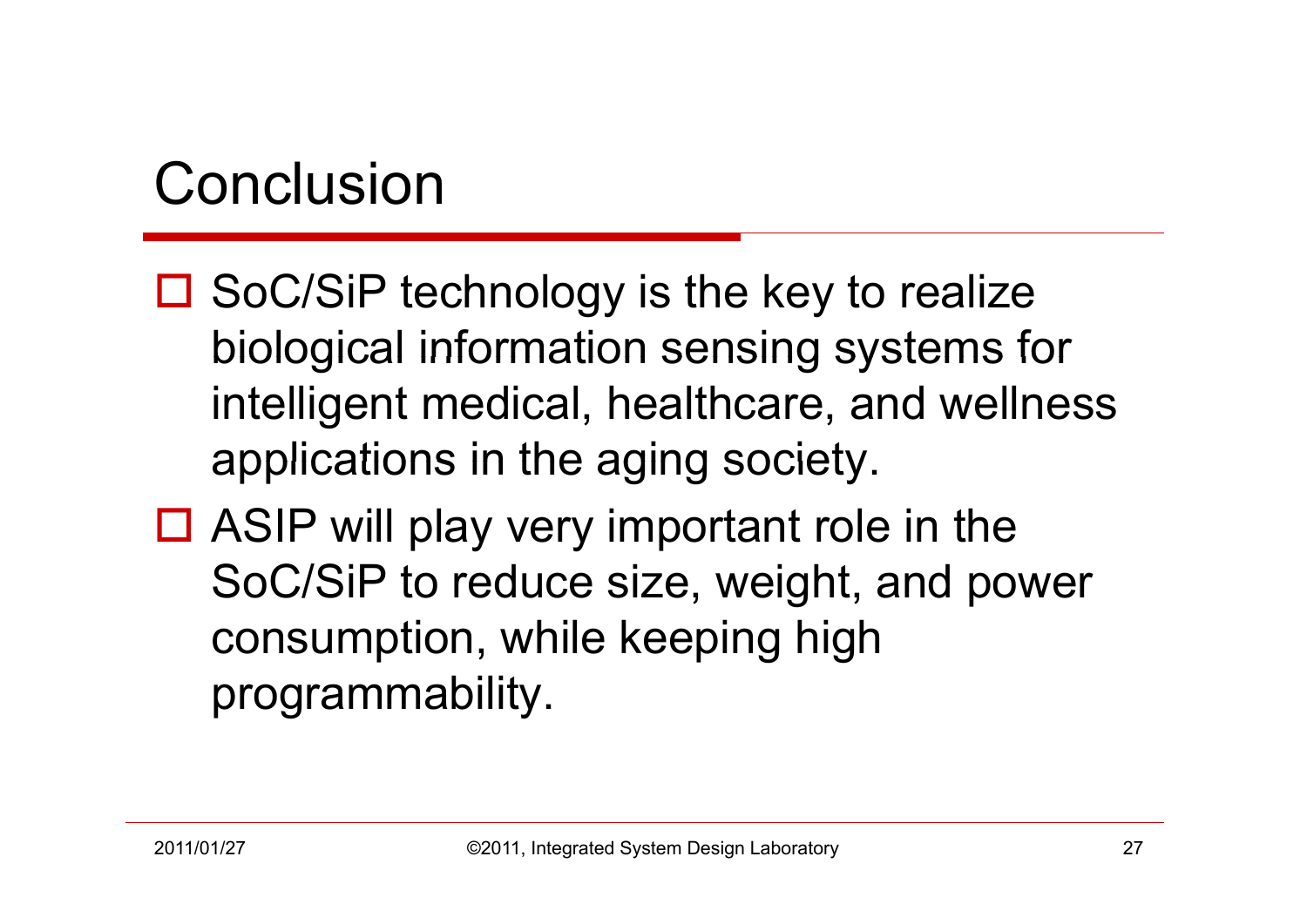# Conclusion

- SoC/SiP technology is the key to realize biological information sensing systems for intelligent medical, healthcare, and wellness applications in the aging society.
- ASIP will play very important role in the SoC/SiP to reduce size, weight, and power consumption, while keeping high programmability.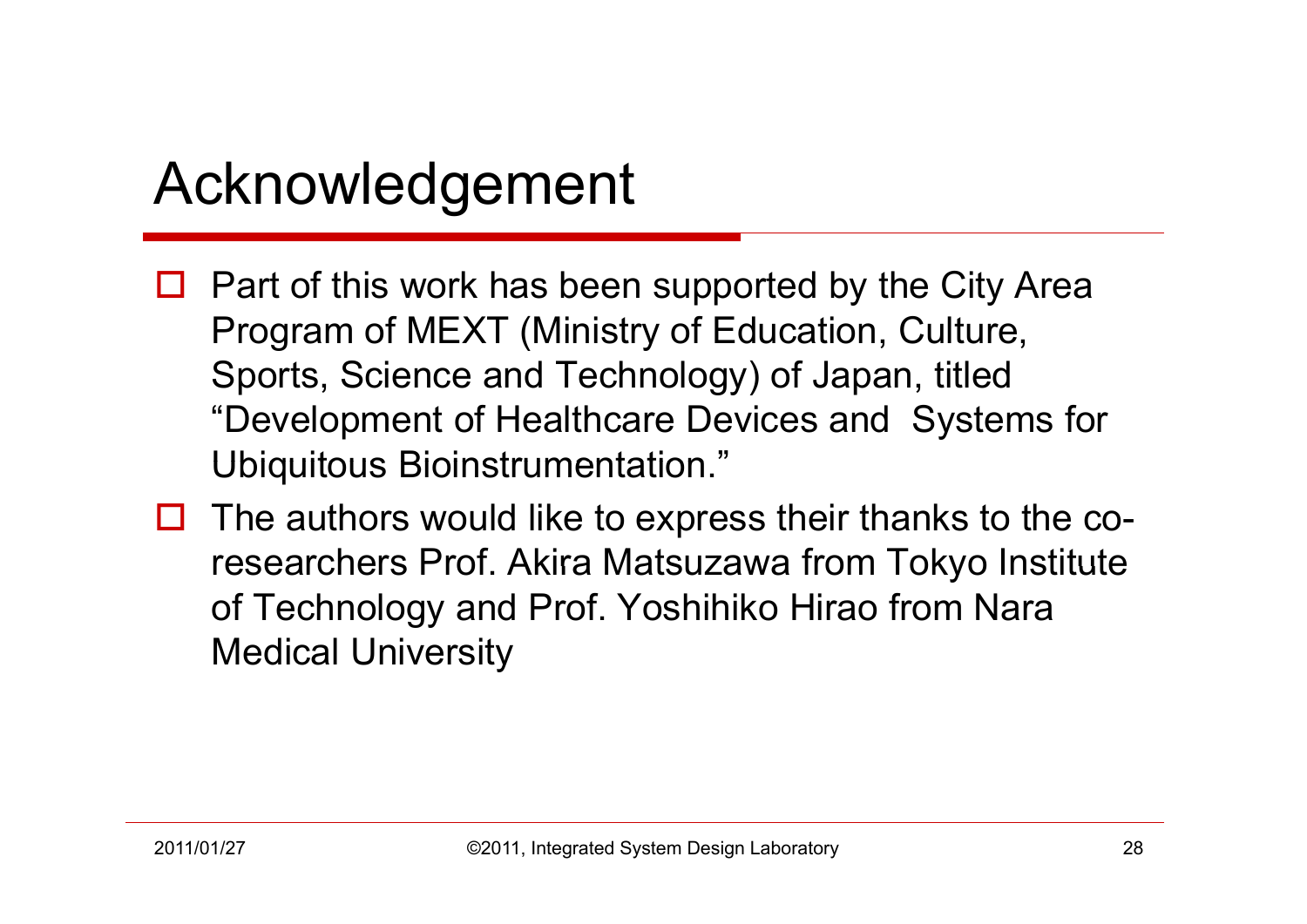# Acknowledgement

- Part of this work has been supported by the City Area Program of MEXT (Ministry of Education, Culture, Sports, Science and Technology) of Japan, titled "Development of Healthcare Devices and Systems for Ubiquitous Bioinstrumentation."
- The authors would like to express their thanks to the co-researchers Prof. Akira Matsuzawa from Tokyo Institute of Technology and Prof. Yoshihiko Hirao from Nara Medical University